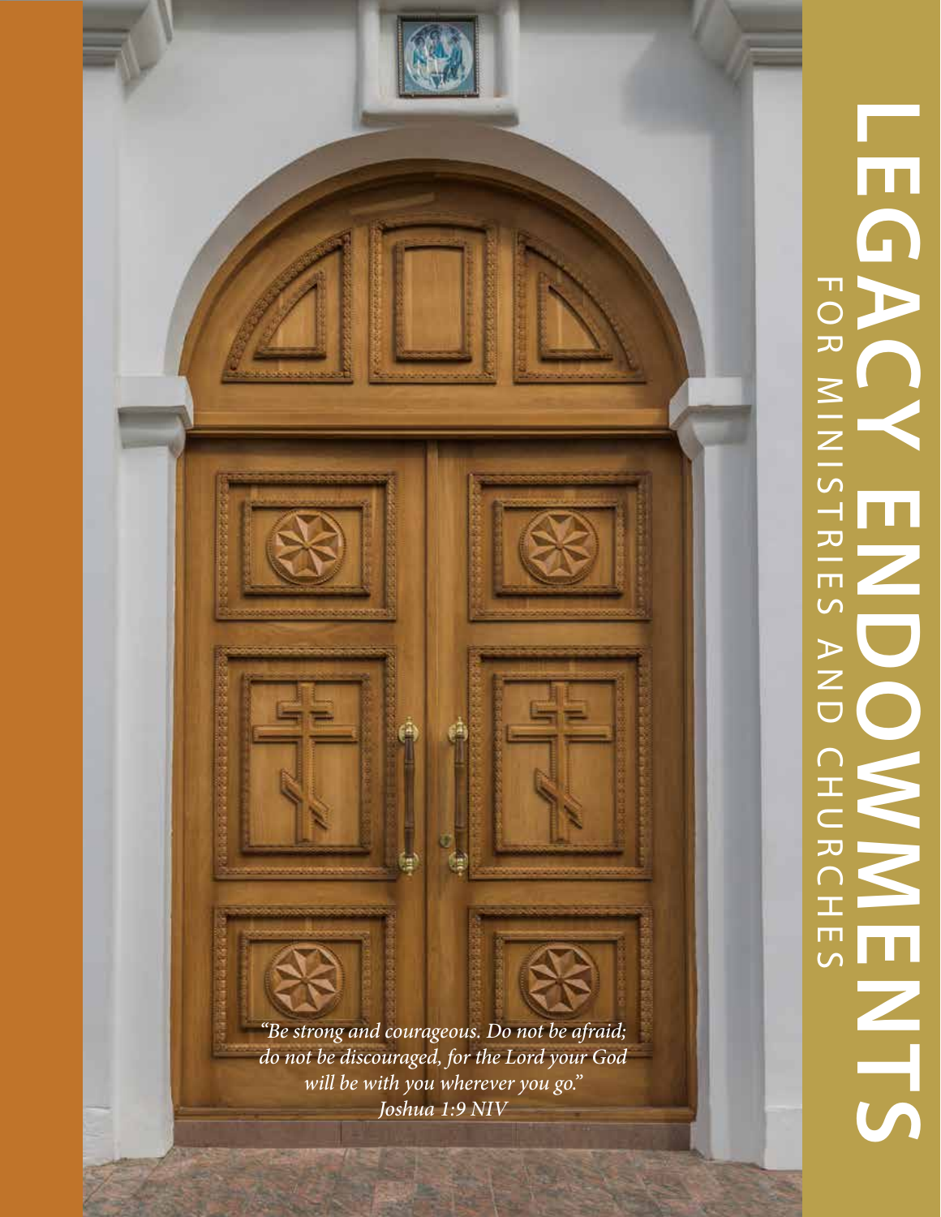# LEGACY ENDOWMENTS

## FOR MINISTRIES AND CHURCHES

*"Be strong and courageous. Do not be afraid; do not be discouraged, for the Lord your God will be with you wherever you go."*
*Joshua 1:9 NIV*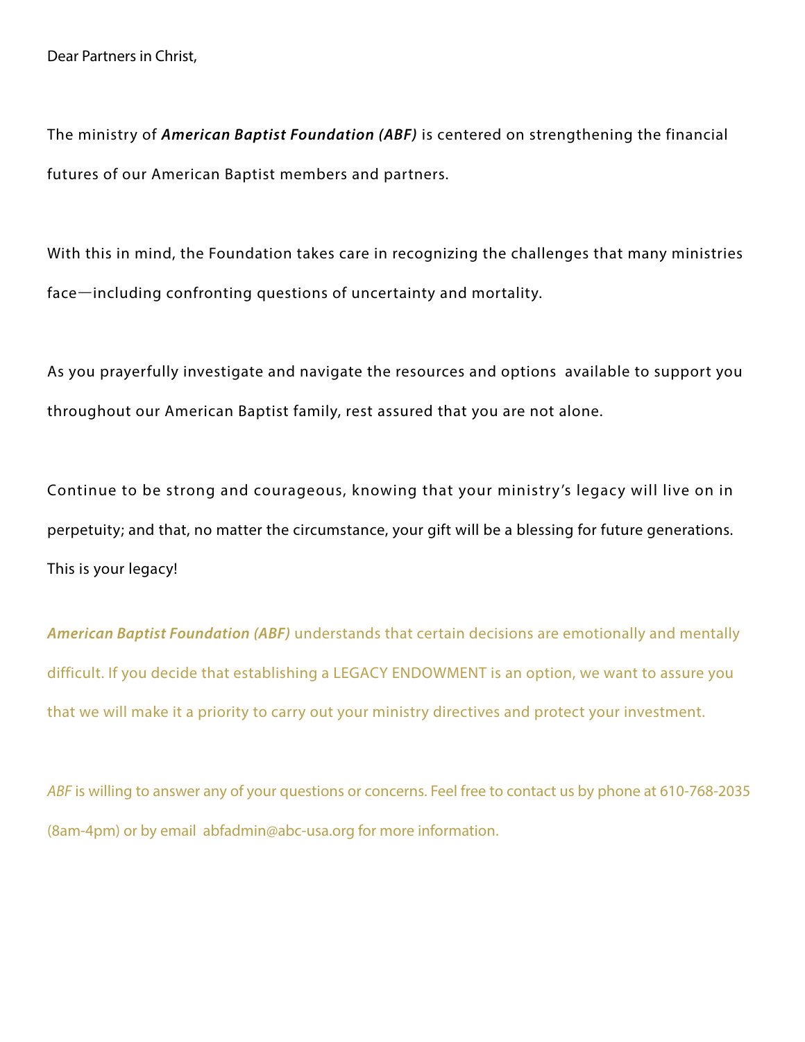Dear Partners in Christ,

The ministry of ***American Baptist Foundation (ABF)*** is centered on strengthening the financial futures of our American Baptist members and partners.

With this in mind, the Foundation takes care in recognizing the challenges that many ministries face—including confronting questions of uncertainty and mortality.

As you prayerfully investigate and navigate the resources and options available to support you throughout our American Baptist family, rest assured that you are not alone.

Continue to be strong and courageous, knowing that your ministry's legacy will live on in perpetuity; and that, no matter the circumstance, your gift will be a blessing for future generations. This is your legacy!

***American Baptist Foundation (ABF)*** understands that certain decisions are emotionally and mentally difficult. If you decide that establishing a LEGACY ENDOWMENT is an option, we want to assure you that we will make it a priority to carry out your ministry directives and protect your investment.

*ABF* is willing to answer any of your questions or concerns. Feel free to contact us by phone at 610-768-2035 (8am-4pm) or by email abfadmin@abc-usa.org for more information.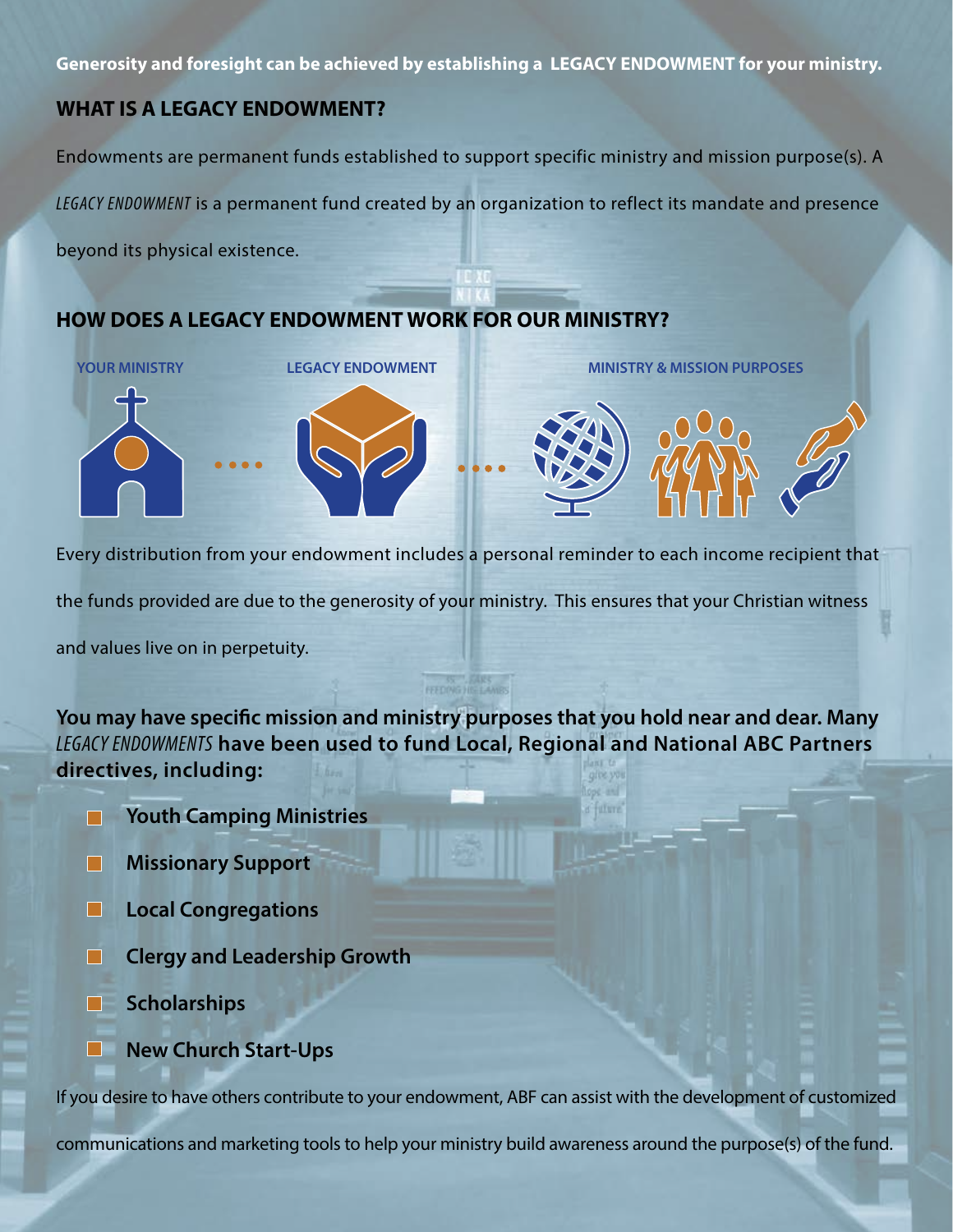**Generosity and foresight can be achieved by establishing a LEGACY ENDOWMENT for your ministry.**

## WHAT IS A LEGACY ENDOWMENT?

Endowments are permanent funds established to support specific ministry and mission purpose(s). A *LEGACY ENDOWMENT* is a permanent fund created by an organization to reflect its mandate and presence beyond its physical existence.

## HOW DOES A LEGACY ENDOWMENT WORK FOR OUR MINISTRY?

YOUR MINISTRY .... LEGACY ENDOWMENT .... MINISTRY & MISSION PURPOSES

Every distribution from your endowment includes a personal reminder to each income recipient that the funds provided are due to the generosity of your ministry. This ensures that your Christian witness and values live on in perpetuity.

**You may have specific mission and ministry purposes that you hold near and dear. Many *LEGACY ENDOWMENTS* have been used to fund Local, Regional and National ABC Partners directives, including:**

- **Youth Camping Ministries**
- **Missionary Support**
- **Local Congregations**
- **Clergy and Leadership Growth**
- **Scholarships**
- **New Church Start-Ups**

If you desire to have others contribute to your endowment, ABF can assist with the development of customized communications and marketing tools to help your ministry build awareness around the purpose(s) of the fund.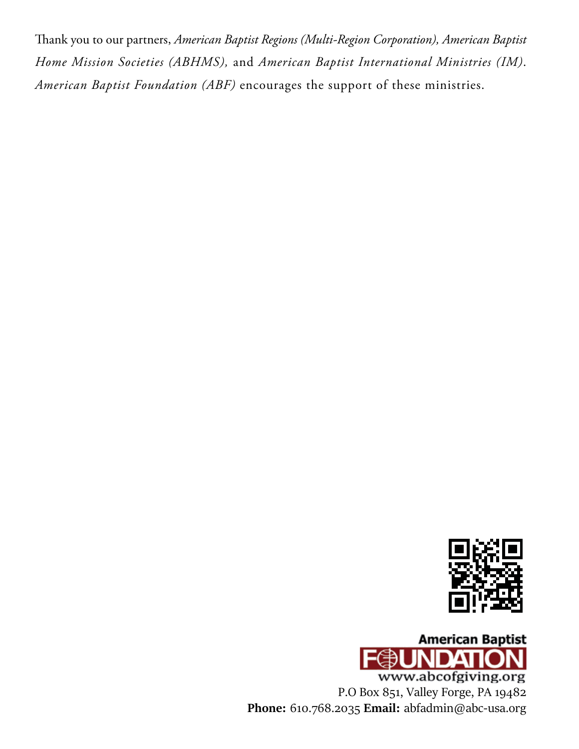Thank you to our partners, *American Baptist Regions (Multi-Region Corporation), American Baptist Home Mission Societies (ABHMS),* and *American Baptist International Ministries (IM)*. *American Baptist Foundation (ABF)* encourages the support of these ministries.

American Baptist
FOUNDATION
www.abcofgiving.org
P.O Box 851, Valley Forge, PA 19482
**Phone:** 610.768.2035 **Email:** abfadmin@abc-usa.org